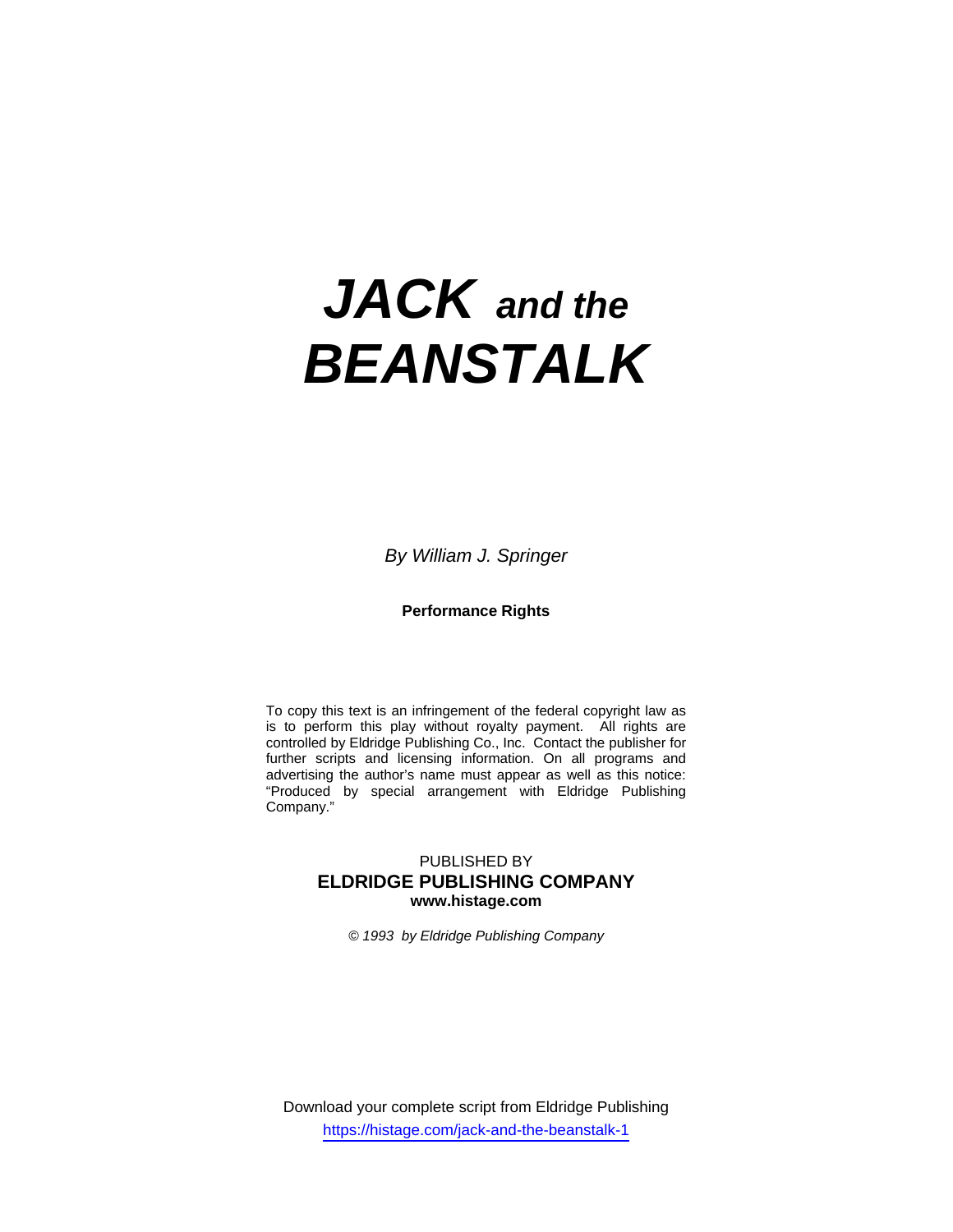# *JACK and the BEANSTALK*

*By William J. Springer*

**Performance Rights**

To copy this text is an infringement of the federal copyright law as is to perform this play without royalty payment. All rights are controlled by Eldridge Publishing Co., Inc. Contact the publisher for further scripts and licensing information. On all programs and advertising the author's name must appear as well as this notice: "Produced by special arrangement with Eldridge Publishing Company."

PUBLISHED BY
**ELDRIDGE PUBLISHING COMPANY**
**www.histage.com**

*© 1993 by Eldridge Publishing Company*

Download your complete script from Eldridge Publishing
https://histage.com/jack-and-the-beanstalk-1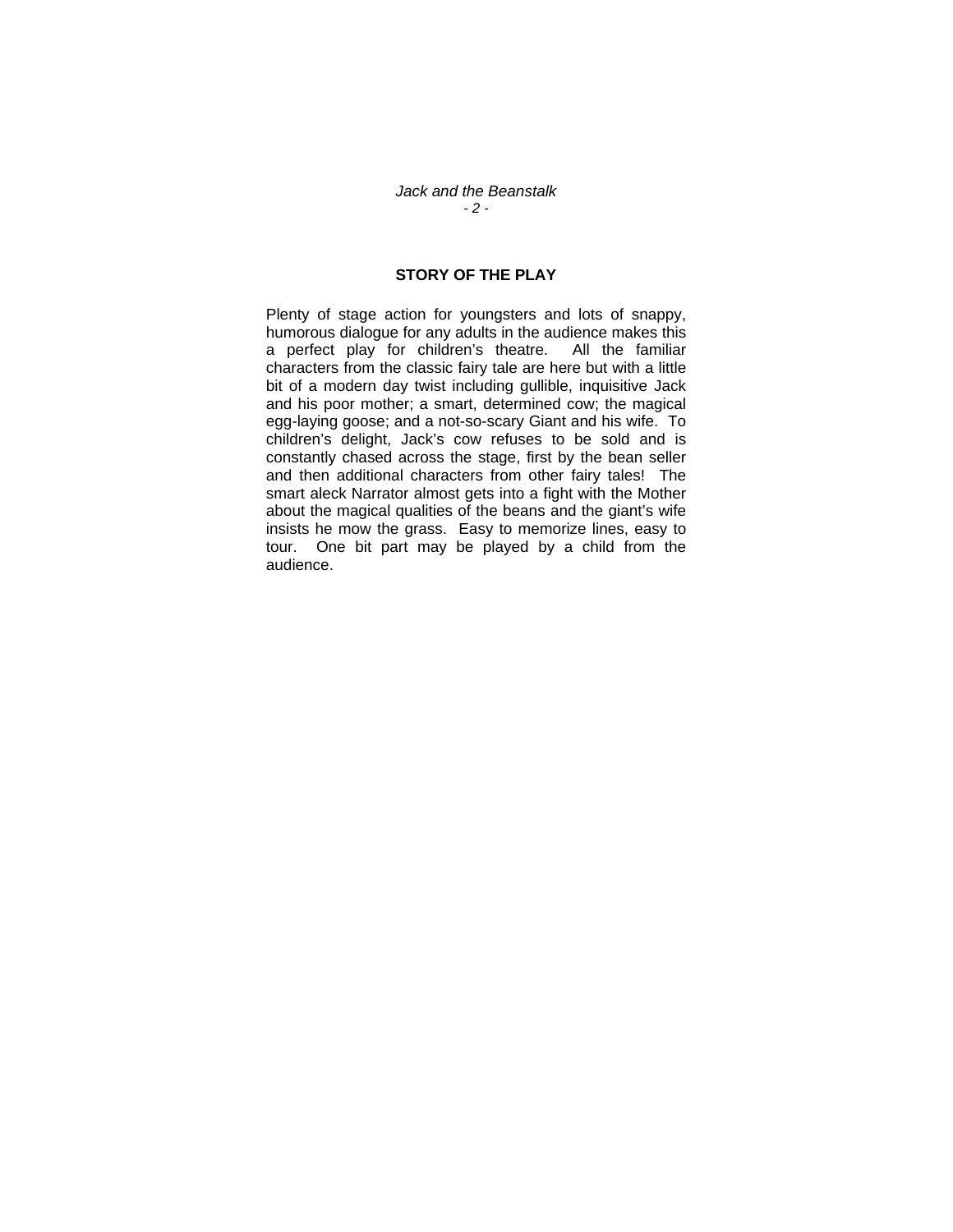## STORY OF THE PLAY

Plenty of stage action for youngsters and lots of snappy, humorous dialogue for any adults in the audience makes this a perfect play for children's theatre. All the familiar characters from the classic fairy tale are here but with a little bit of a modern day twist including gullible, inquisitive Jack and his poor mother; a smart, determined cow; the magical egg-laying goose; and a not-so-scary Giant and his wife. To children's delight, Jack's cow refuses to be sold and is constantly chased across the stage, first by the bean seller and then additional characters from other fairy tales! The smart aleck Narrator almost gets into a fight with the Mother about the magical qualities of the beans and the giant's wife insists he mow the grass. Easy to memorize lines, easy to tour. One bit part may be played by a child from the audience.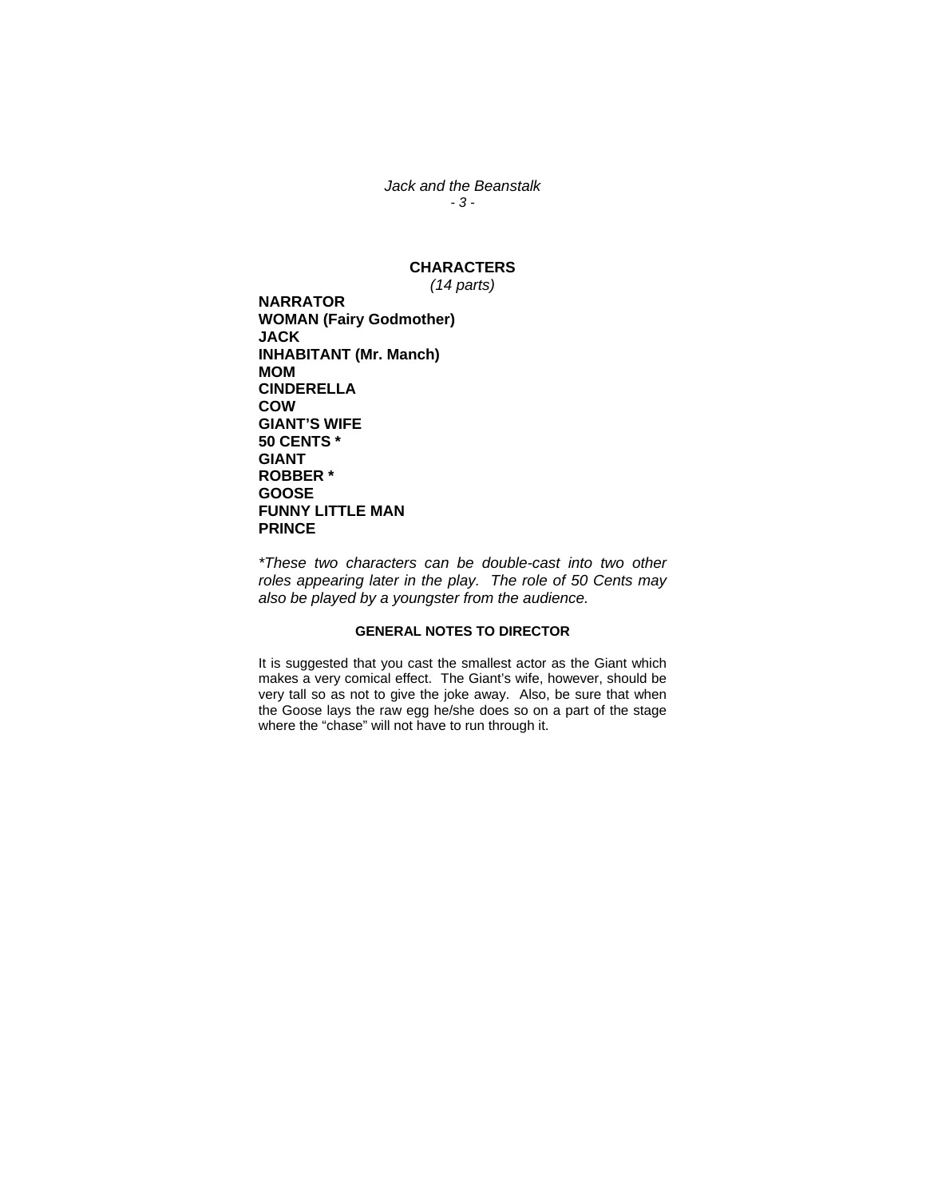## CHARACTERS

*(14 parts)*

**NARRATOR**
**WOMAN (Fairy Godmother)**
**JACK**
**INHABITANT (Mr. Manch)**
**MOM**
**CINDERELLA**
**COW**
**GIANT'S WIFE**
**50 CENTS ***
**GIANT**
**ROBBER ***
**GOOSE**
**FUNNY LITTLE MAN**
**PRINCE**

*\*These two characters can be double-cast into two other roles appearing later in the play. The role of 50 Cents may also be played by a youngster from the audience.*

### GENERAL NOTES TO DIRECTOR

It is suggested that you cast the smallest actor as the Giant which makes a very comical effect. The Giant's wife, however, should be very tall so as not to give the joke away. Also, be sure that when the Goose lays the raw egg he/she does so on a part of the stage where the "chase" will not have to run through it.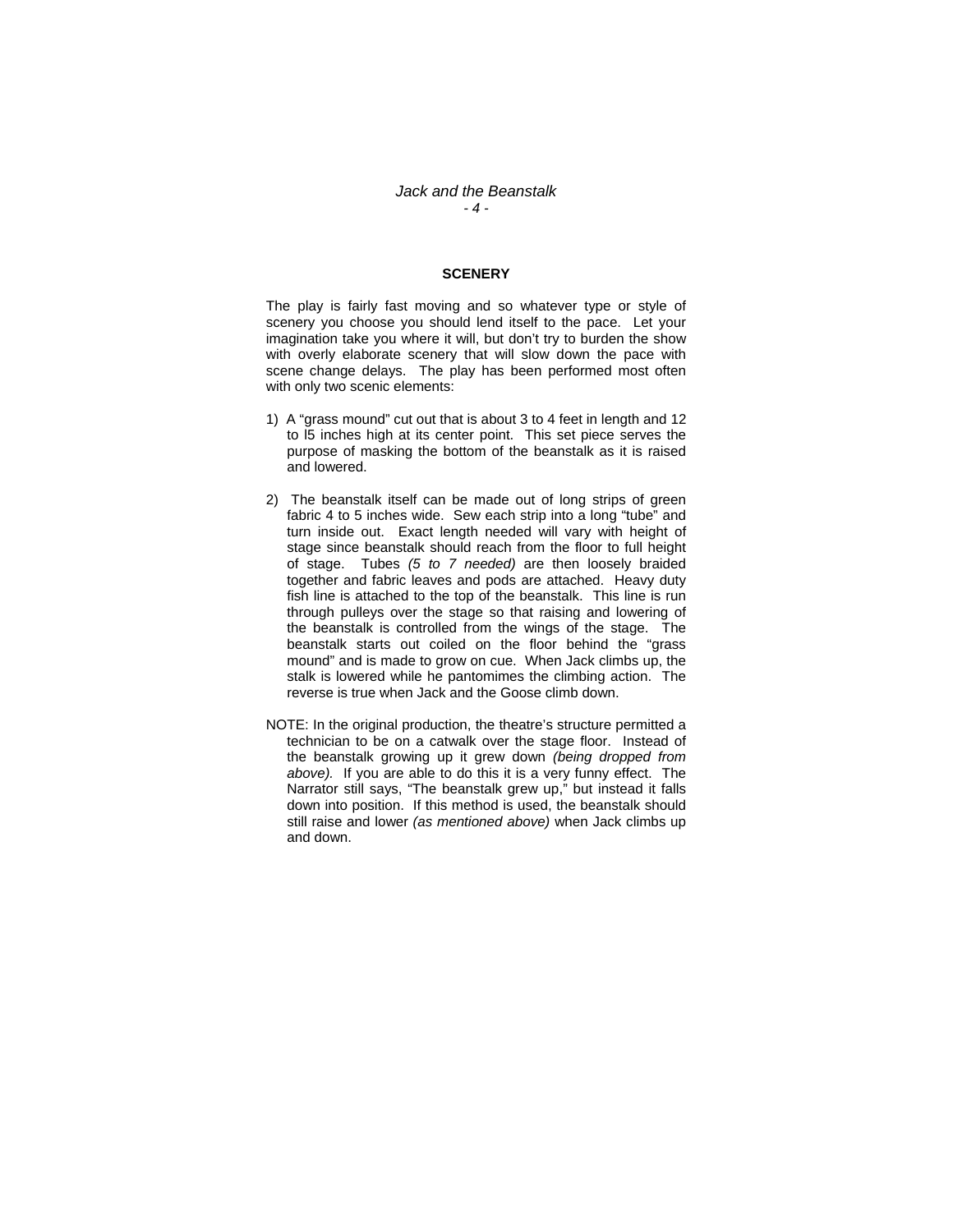## SCENERY

The play is fairly fast moving and so whatever type or style of scenery you choose you should lend itself to the pace. Let your imagination take you where it will, but don't try to burden the show with overly elaborate scenery that will slow down the pace with scene change delays. The play has been performed most often with only two scenic elements:

1) A "grass mound" cut out that is about 3 to 4 feet in length and 12 to l5 inches high at its center point. This set piece serves the purpose of masking the bottom of the beanstalk as it is raised and lowered.

2) The beanstalk itself can be made out of long strips of green fabric 4 to 5 inches wide. Sew each strip into a long "tube" and turn inside out. Exact length needed will vary with height of stage since beanstalk should reach from the floor to full height of stage. Tubes *(5 to 7 needed)* are then loosely braided together and fabric leaves and pods are attached. Heavy duty fish line is attached to the top of the beanstalk. This line is run through pulleys over the stage so that raising and lowering of the beanstalk is controlled from the wings of the stage. The beanstalk starts out coiled on the floor behind the "grass mound" and is made to grow on cue. When Jack climbs up, the stalk is lowered while he pantomimes the climbing action. The reverse is true when Jack and the Goose climb down.

NOTE: In the original production, the theatre's structure permitted a technician to be on a catwalk over the stage floor. Instead of the beanstalk growing up it grew down *(being dropped from above).* If you are able to do this it is a very funny effect. The Narrator still says, "The beanstalk grew up," but instead it falls down into position. If this method is used, the beanstalk should still raise and lower *(as mentioned above)* when Jack climbs up and down.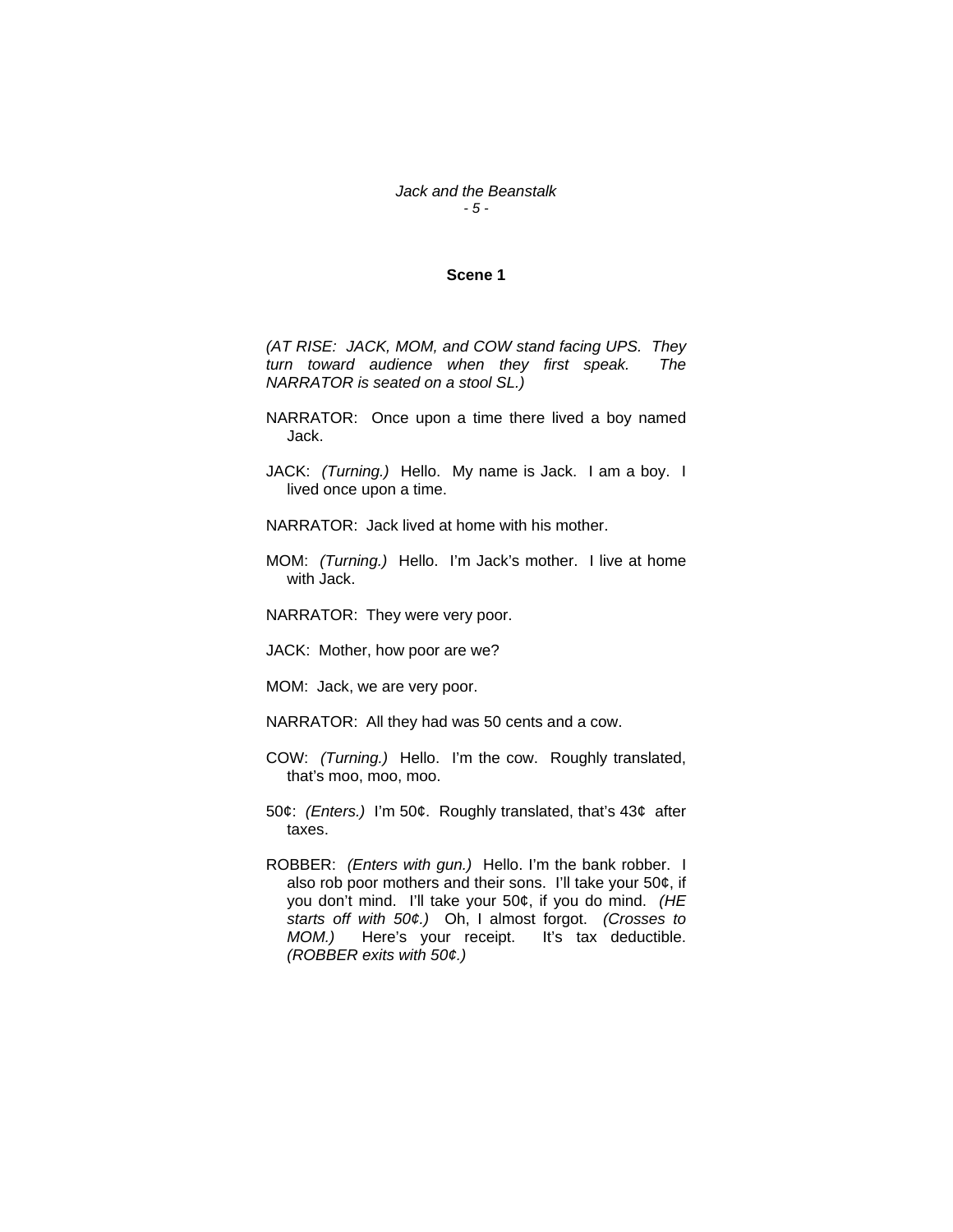## Scene 1

*(AT RISE: JACK, MOM, and COW stand facing UPS. They turn toward audience when they first speak. The NARRATOR is seated on a stool SL.)*

NARRATOR: Once upon a time there lived a boy named Jack.

JACK: *(Turning.)* Hello. My name is Jack. I am a boy. I lived once upon a time.

NARRATOR: Jack lived at home with his mother.

MOM: *(Turning.)* Hello. I'm Jack's mother. I live at home with Jack.

NARRATOR: They were very poor.

JACK: Mother, how poor are we?

MOM: Jack, we are very poor.

NARRATOR: All they had was 50 cents and a cow.

COW: *(Turning.)* Hello. I'm the cow. Roughly translated, that's moo, moo, moo.

50¢: *(Enters.)* I'm 50¢. Roughly translated, that's 43¢ after taxes.

ROBBER: *(Enters with gun.)* Hello. I'm the bank robber. I also rob poor mothers and their sons. I'll take your 50¢, if you don't mind. I'll take your 50¢, if you do mind. *(HE starts off with 50¢.)* Oh, I almost forgot. *(Crosses to MOM.)* Here's your receipt. It's tax deductible. *(ROBBER exits with 50¢.)*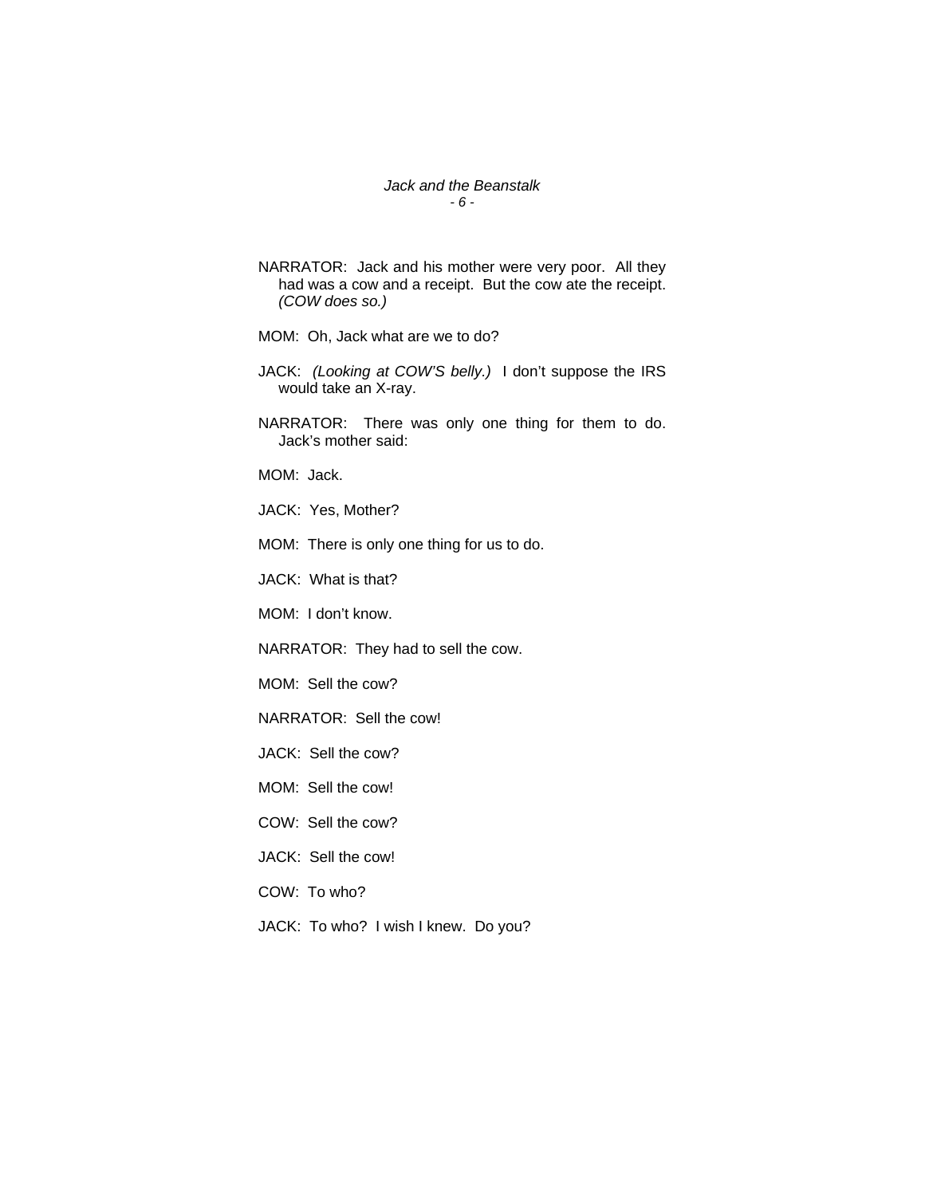NARRATOR: Jack and his mother were very poor. All they had was a cow and a receipt. But the cow ate the receipt. *(COW does so.)*

MOM: Oh, Jack what are we to do?

JACK: *(Looking at COW'S belly.)* I don't suppose the IRS would take an X-ray.

NARRATOR: There was only one thing for them to do. Jack's mother said:

MOM: Jack.

JACK: Yes, Mother?

MOM: There is only one thing for us to do.

JACK: What is that?

MOM: I don't know.

NARRATOR: They had to sell the cow.

MOM: Sell the cow?

NARRATOR: Sell the cow!

JACK: Sell the cow?

MOM: Sell the cow!

COW: Sell the cow?

JACK: Sell the cow!

COW: To who?

JACK: To who? I wish I knew. Do you?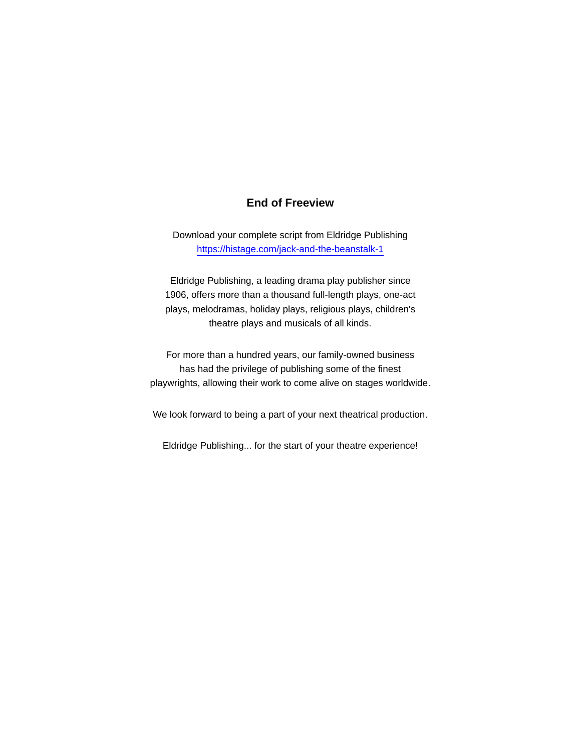**End of Freeview**

Download your complete script from Eldridge Publishing
https://histage.com/jack-and-the-beanstalk-1

Eldridge Publishing, a leading drama play publisher since 1906, offers more than a thousand full-length plays, one-act plays, melodramas, holiday plays, religious plays, children's theatre plays and musicals of all kinds.

For more than a hundred years, our family-owned business has had the privilege of publishing some of the finest playwrights, allowing their work to come alive on stages worldwide.

We look forward to being a part of your next theatrical production.

Eldridge Publishing... for the start of your theatre experience!